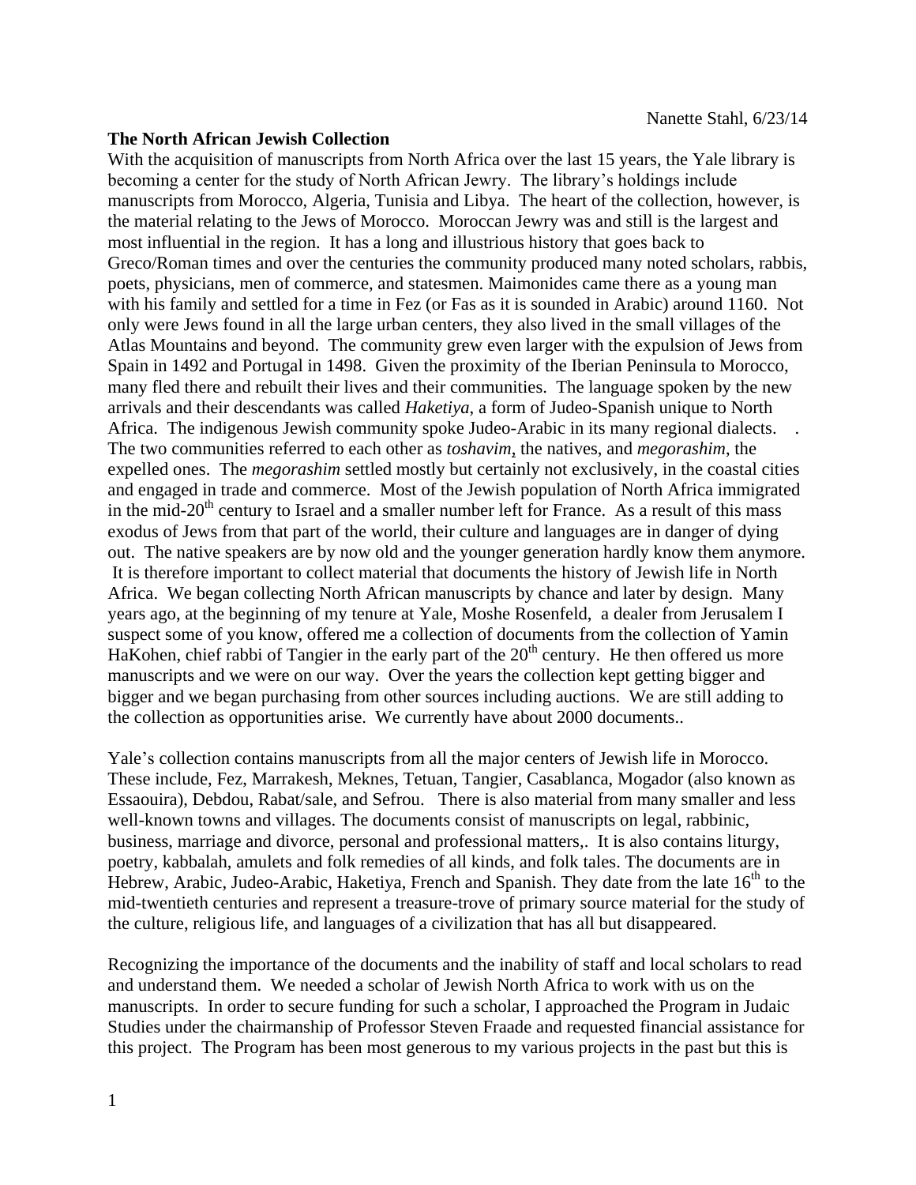Nanette Stahl, 6/23/14

**The North African Jewish Collection**

With the acquisition of manuscripts from North Africa over the last 15 years, the Yale library is becoming a center for the study of North African Jewry. The library's holdings include manuscripts from Morocco, Algeria, Tunisia and Libya. The heart of the collection, however, is the material relating to the Jews of Morocco. Moroccan Jewry was and still is the largest and most influential in the region. It has a long and illustrious history that goes back to Greco/Roman times and over the centuries the community produced many noted scholars, rabbis, poets, physicians, men of commerce, and statesmen. Maimonides came there as a young man with his family and settled for a time in Fez (or Fas as it is sounded in Arabic) around 1160. Not only were Jews found in all the large urban centers, they also lived in the small villages of the Atlas Mountains and beyond. The community grew even larger with the expulsion of Jews from Spain in 1492 and Portugal in 1498. Given the proximity of the Iberian Peninsula to Morocco, many fled there and rebuilt their lives and their communities. The language spoken by the new arrivals and their descendants was called *Haketiya*, a form of Judeo-Spanish unique to North Africa. The indigenous Jewish community spoke Judeo-Arabic in its many regional dialects. . The two communities referred to each other as *toshavim*, the natives, and *megorashim*, the expelled ones. The *megorashim* settled mostly but certainly not exclusively, in the coastal cities and engaged in trade and commerce. Most of the Jewish population of North Africa immigrated in the mid-20th century to Israel and a smaller number left for France. As a result of this mass exodus of Jews from that part of the world, their culture and languages are in danger of dying out. The native speakers are by now old and the younger generation hardly know them anymore. It is therefore important to collect material that documents the history of Jewish life in North Africa. We began collecting North African manuscripts by chance and later by design. Many years ago, at the beginning of my tenure at Yale, Moshe Rosenfeld, a dealer from Jerusalem I suspect some of you know, offered me a collection of documents from the collection of Yamin HaKohen, chief rabbi of Tangier in the early part of the 20th century. He then offered us more manuscripts and we were on our way. Over the years the collection kept getting bigger and bigger and we began purchasing from other sources including auctions. We are still adding to the collection as opportunities arise. We currently have about 2000 documents..

Yale's collection contains manuscripts from all the major centers of Jewish life in Morocco. These include, Fez, Marrakesh, Meknes, Tetuan, Tangier, Casablanca, Mogador (also known as Essaouira), Debdou, Rabat/sale, and Sefrou. There is also material from many smaller and less well-known towns and villages. The documents consist of manuscripts on legal, rabbinic, business, marriage and divorce, personal and professional matters,. It is also contains liturgy, poetry, kabbalah, amulets and folk remedies of all kinds, and folk tales. The documents are in Hebrew, Arabic, Judeo-Arabic, Haketiya, French and Spanish. They date from the late 16th to the mid-twentieth centuries and represent a treasure-trove of primary source material for the study of the culture, religious life, and languages of a civilization that has all but disappeared.

Recognizing the importance of the documents and the inability of staff and local scholars to read and understand them. We needed a scholar of Jewish North Africa to work with us on the manuscripts. In order to secure funding for such a scholar, I approached the Program in Judaic Studies under the chairmanship of Professor Steven Fraade and requested financial assistance for this project. The Program has been most generous to my various projects in the past but this is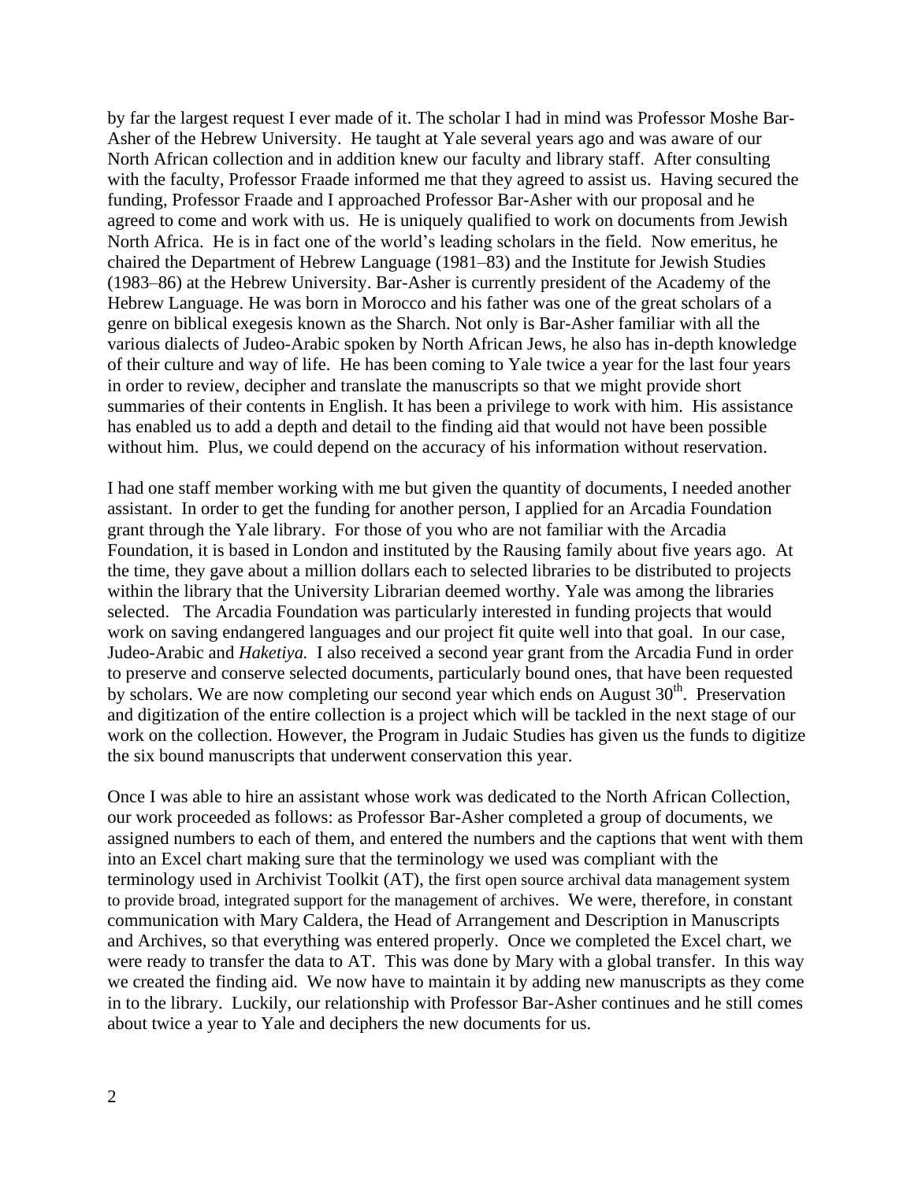by far the largest request I ever made of it. The scholar I had in mind was Professor Moshe Bar-Asher of the Hebrew University. He taught at Yale several years ago and was aware of our North African collection and in addition knew our faculty and library staff. After consulting with the faculty, Professor Fraade informed me that they agreed to assist us. Having secured the funding, Professor Fraade and I approached Professor Bar-Asher with our proposal and he agreed to come and work with us. He is uniquely qualified to work on documents from Jewish North Africa. He is in fact one of the world's leading scholars in the field. Now emeritus, he chaired the Department of Hebrew Language (1981–83) and the Institute for Jewish Studies (1983–86) at the Hebrew University. Bar-Asher is currently president of the Academy of the Hebrew Language. He was born in Morocco and his father was one of the great scholars of a genre on biblical exegesis known as the Sharch. Not only is Bar-Asher familiar with all the various dialects of Judeo-Arabic spoken by North African Jews, he also has in-depth knowledge of their culture and way of life. He has been coming to Yale twice a year for the last four years in order to review, decipher and translate the manuscripts so that we might provide short summaries of their contents in English. It has been a privilege to work with him. His assistance has enabled us to add a depth and detail to the finding aid that would not have been possible without him. Plus, we could depend on the accuracy of his information without reservation.

I had one staff member working with me but given the quantity of documents, I needed another assistant. In order to get the funding for another person, I applied for an Arcadia Foundation grant through the Yale library. For those of you who are not familiar with the Arcadia Foundation, it is based in London and instituted by the Rausing family about five years ago. At the time, they gave about a million dollars each to selected libraries to be distributed to projects within the library that the University Librarian deemed worthy. Yale was among the libraries selected. The Arcadia Foundation was particularly interested in funding projects that would work on saving endangered languages and our project fit quite well into that goal. In our case, Judeo-Arabic and *Haketiya.* I also received a second year grant from the Arcadia Fund in order to preserve and conserve selected documents, particularly bound ones, that have been requested by scholars. We are now completing our second year which ends on August 30th. Preservation and digitization of the entire collection is a project which will be tackled in the next stage of our work on the collection. However, the Program in Judaic Studies has given us the funds to digitize the six bound manuscripts that underwent conservation this year.

Once I was able to hire an assistant whose work was dedicated to the North African Collection, our work proceeded as follows: as Professor Bar-Asher completed a group of documents, we assigned numbers to each of them, and entered the numbers and the captions that went with them into an Excel chart making sure that the terminology we used was compliant with the terminology used in Archivist Toolkit (AT), the first open source archival data management system to provide broad, integrated support for the management of archives. We were, therefore, in constant communication with Mary Caldera, the Head of Arrangement and Description in Manuscripts and Archives, so that everything was entered properly. Once we completed the Excel chart, we were ready to transfer the data to AT. This was done by Mary with a global transfer. In this way we created the finding aid. We now have to maintain it by adding new manuscripts as they come in to the library. Luckily, our relationship with Professor Bar-Asher continues and he still comes about twice a year to Yale and deciphers the new documents for us.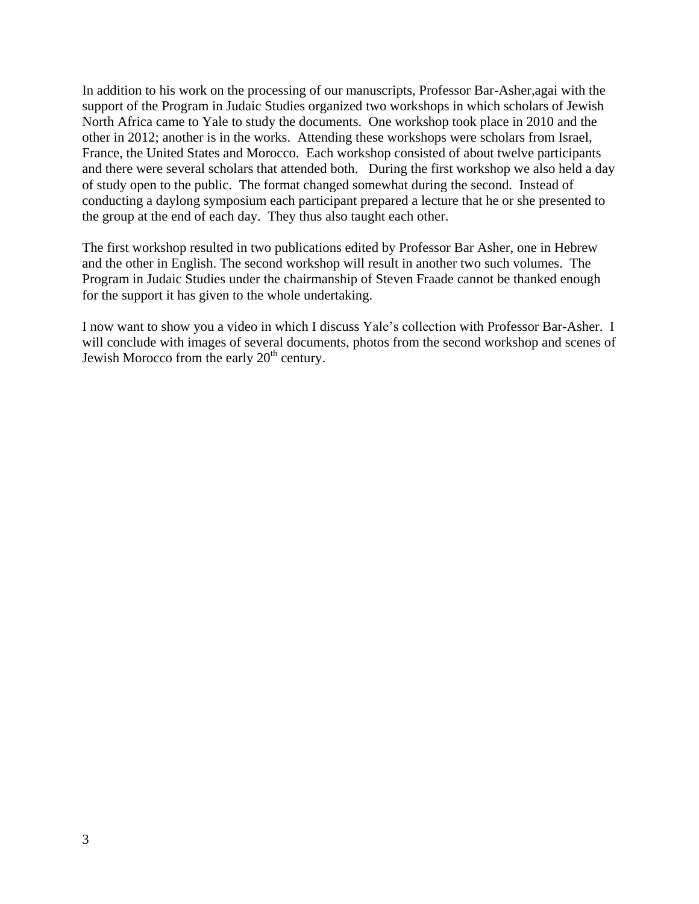In addition to his work on the processing of our manuscripts, Professor Bar-Asher,agai with the support of the Program in Judaic Studies organized two workshops in which scholars of Jewish North Africa came to Yale to study the documents. One workshop took place in 2010 and the other in 2012; another is in the works. Attending these workshops were scholars from Israel, France, the United States and Morocco. Each workshop consisted of about twelve participants and there were several scholars that attended both. During the first workshop we also held a day of study open to the public. The format changed somewhat during the second. Instead of conducting a daylong symposium each participant prepared a lecture that he or she presented to the group at the end of each day. They thus also taught each other.

The first workshop resulted in two publications edited by Professor Bar Asher, one in Hebrew and the other in English. The second workshop will result in another two such volumes. The Program in Judaic Studies under the chairmanship of Steven Fraade cannot be thanked enough for the support it has given to the whole undertaking.

I now want to show you a video in which I discuss Yale's collection with Professor Bar-Asher. I will conclude with images of several documents, photos from the second workshop and scenes of Jewish Morocco from the early 20th century.